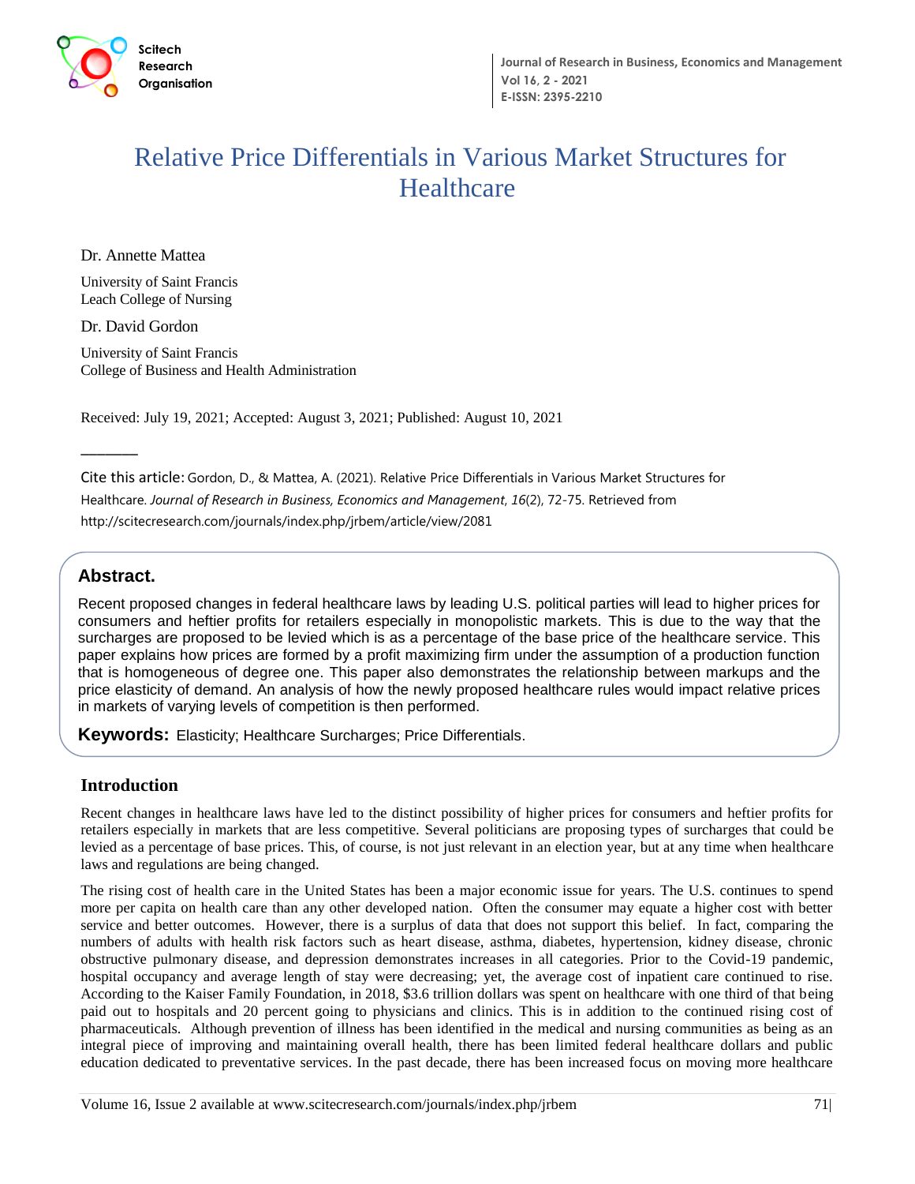# Relative Price Differentials in Various Market Structures for Healthcare

Dr. Annette Mattea

University of Saint Francis
Leach College of Nursing

Dr. David Gordon

University of Saint Francis
College of Business and Health Administration

Received: July 19, 2021; Accepted: August 3, 2021; Published: August 10, 2021

Cite this article: Gordon, D., & Mattea, A. (2021). Relative Price Differentials in Various Market Structures for Healthcare. *Journal of Research in Business, Economics and Management*, *16*(2), 72-75. Retrieved from http://scitecresearch.com/journals/index.php/jrbem/article/view/2081

## Abstract.

Recent proposed changes in federal healthcare laws by leading U.S. political parties will lead to higher prices for consumers and heftier profits for retailers especially in monopolistic markets. This is due to the way that the surcharges are proposed to be levied which is as a percentage of the base price of the healthcare service. This paper explains how prices are formed by a profit maximizing firm under the assumption of a production function that is homogeneous of degree one. This paper also demonstrates the relationship between markups and the price elasticity of demand. An analysis of how the newly proposed healthcare rules would impact relative prices in markets of varying levels of competition is then performed.

**Keywords:** Elasticity; Healthcare Surcharges; Price Differentials.

## Introduction

Recent changes in healthcare laws have led to the distinct possibility of higher prices for consumers and heftier profits for retailers especially in markets that are less competitive. Several politicians are proposing types of surcharges that could be levied as a percentage of base prices. This, of course, is not just relevant in an election year, but at any time when healthcare laws and regulations are being changed.

The rising cost of health care in the United States has been a major economic issue for years. The U.S. continues to spend more per capita on health care than any other developed nation. Often the consumer may equate a higher cost with better service and better outcomes. However, there is a surplus of data that does not support this belief. In fact, comparing the numbers of adults with health risk factors such as heart disease, asthma, diabetes, hypertension, kidney disease, chronic obstructive pulmonary disease, and depression demonstrates increases in all categories. Prior to the Covid-19 pandemic, hospital occupancy and average length of stay were decreasing; yet, the average cost of inpatient care continued to rise. According to the Kaiser Family Foundation, in 2018, $3.6 trillion dollars was spent on healthcare with one third of that being paid out to hospitals and 20 percent going to physicians and clinics. This is in addition to the continued rising cost of pharmaceuticals. Although prevention of illness has been identified in the medical and nursing communities as being as an integral piece of improving and maintaining overall health, there has been limited federal healthcare dollars and public education dedicated to preventative services. In the past decade, there has been increased focus on moving more healthcare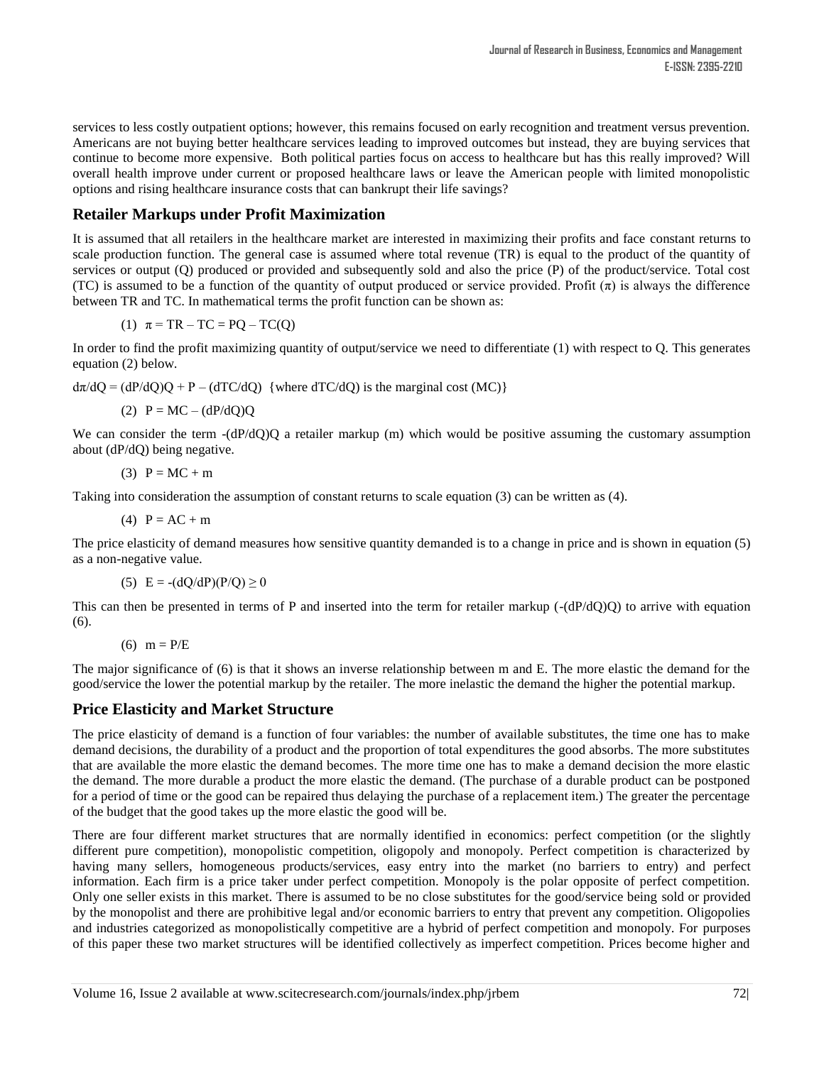services to less costly outpatient options; however, this remains focused on early recognition and treatment versus prevention. Americans are not buying better healthcare services leading to improved outcomes but instead, they are buying services that continue to become more expensive. Both political parties focus on access to healthcare but has this really improved? Will overall health improve under current or proposed healthcare laws or leave the American people with limited monopolistic options and rising healthcare insurance costs that can bankrupt their life savings?

## Retailer Markups under Profit Maximization

It is assumed that all retailers in the healthcare market are interested in maximizing their profits and face constant returns to scale production function. The general case is assumed where total revenue (TR) is equal to the product of the quantity of services or output (Q) produced or provided and subsequently sold and also the price (P) of the product/service. Total cost (TC) is assumed to be a function of the quantity of output produced or service provided. Profit ($\pi$) is always the difference between TR and TC. In mathematical terms the profit function can be shown as:

$$(1)\quad \pi = TR - TC = PQ - TC(Q)$$

In order to find the profit maximizing quantity of output/service we need to differentiate (1) with respect to Q. This generates equation (2) below.

$d\pi/dQ = (dP/dQ)Q + P - (dTC/dQ)$ {where $dTC/dQ$) is the marginal cost (MC)}

$$(2)\quad P = MC - (dP/dQ)Q$$

We can consider the term $-(dP/dQ)Q$ a retailer markup (m) which would be positive assuming the customary assumption about $(dP/dQ)$ being negative.

$$(3)\quad P = MC + m$$

Taking into consideration the assumption of constant returns to scale equation (3) can be written as (4).

$$(4)\quad P = AC + m$$

The price elasticity of demand measures how sensitive quantity demanded is to a change in price and is shown in equation (5) as a non-negative value.

$$(5)\quad E = -(dQ/dP)(P/Q) \geq 0$$

This can then be presented in terms of P and inserted into the term for retailer markup ($-(dP/dQ)Q$) to arrive with equation (6).

$$(6)\quad m = P/E$$

The major significance of (6) is that it shows an inverse relationship between m and E. The more elastic the demand for the good/service the lower the potential markup by the retailer. The more inelastic the demand the higher the potential markup.

## Price Elasticity and Market Structure

The price elasticity of demand is a function of four variables: the number of available substitutes, the time one has to make demand decisions, the durability of a product and the proportion of total expenditures the good absorbs. The more substitutes that are available the more elastic the demand becomes. The more time one has to make a demand decision the more elastic the demand. The more durable a product the more elastic the demand. (The purchase of a durable product can be postponed for a period of time or the good can be repaired thus delaying the purchase of a replacement item.) The greater the percentage of the budget that the good takes up the more elastic the good will be.

There are four different market structures that are normally identified in economics: perfect competition (or the slightly different pure competition), monopolistic competition, oligopoly and monopoly. Perfect competition is characterized by having many sellers, homogeneous products/services, easy entry into the market (no barriers to entry) and perfect information. Each firm is a price taker under perfect competition. Monopoly is the polar opposite of perfect competition. Only one seller exists in this market. There is assumed to be no close substitutes for the good/service being sold or provided by the monopolist and there are prohibitive legal and/or economic barriers to entry that prevent any competition. Oligopolies and industries categorized as monopolistically competitive are a hybrid of perfect competition and monopoly. For purposes of this paper these two market structures will be identified collectively as imperfect competition. Prices become higher and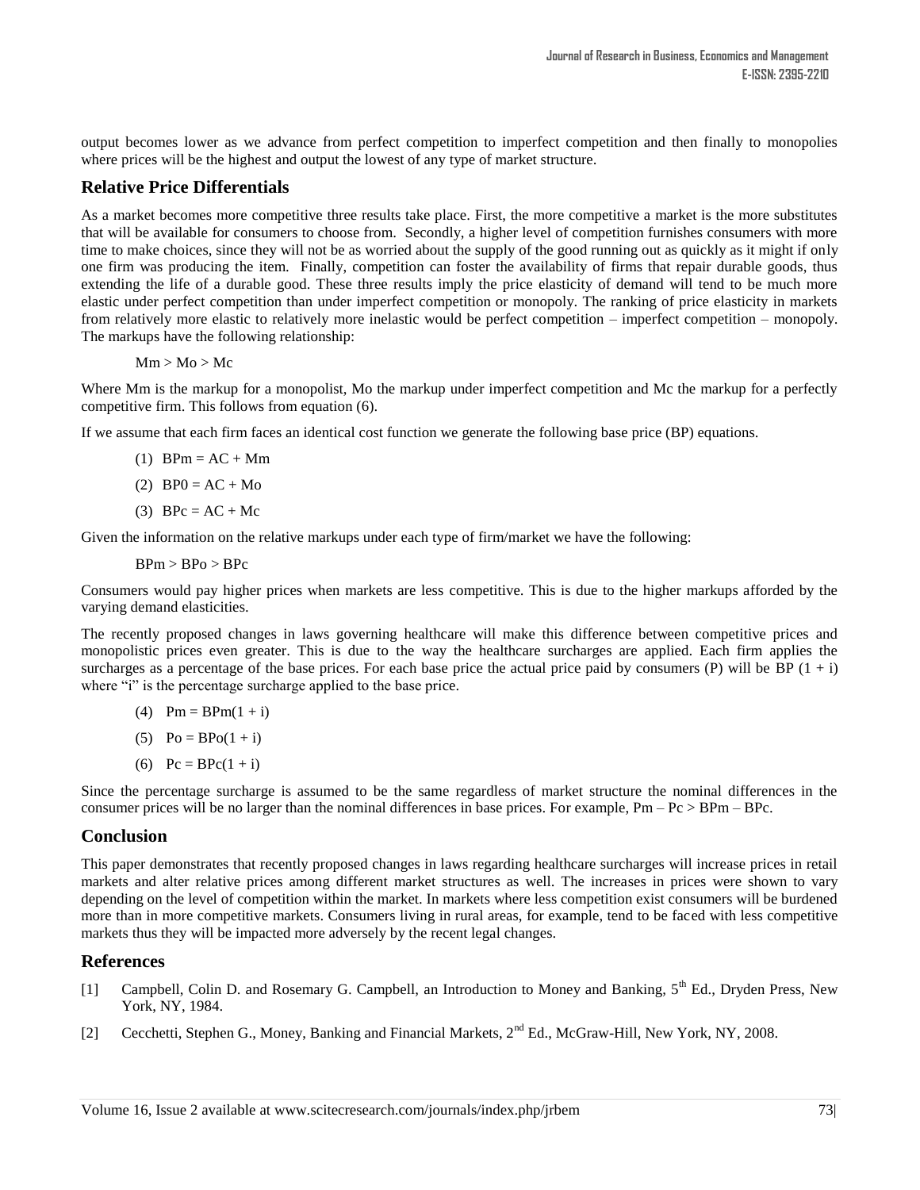output becomes lower as we advance from perfect competition to imperfect competition and then finally to monopolies where prices will be the highest and output the lowest of any type of market structure.

## Relative Price Differentials

As a market becomes more competitive three results take place. First, the more competitive a market is the more substitutes that will be available for consumers to choose from. Secondly, a higher level of competition furnishes consumers with more time to make choices, since they will not be as worried about the supply of the good running out as quickly as it might if only one firm was producing the item. Finally, competition can foster the availability of firms that repair durable goods, thus extending the life of a durable good. These three results imply the price elasticity of demand will tend to be much more elastic under perfect competition than under imperfect competition or monopoly. The ranking of price elasticity in markets from relatively more elastic to relatively more inelastic would be perfect competition – imperfect competition – monopoly. The markups have the following relationship:

$$Mm > Mo > Mc$$

Where Mm is the markup for a monopolist, Mo the markup under imperfect competition and Mc the markup for a perfectly competitive firm. This follows from equation (6).

If we assume that each firm faces an identical cost function we generate the following base price (BP) equations.

(1) $BPm = AC + Mm$

(2) $BP0 = AC + Mo$

(3) $BPc = AC + Mc$

Given the information on the relative markups under each type of firm/market we have the following:

$$BPm > BPo > BPc$$

Consumers would pay higher prices when markets are less competitive. This is due to the higher markups afforded by the varying demand elasticities.

The recently proposed changes in laws governing healthcare will make this difference between competitive prices and monopolistic prices even greater. This is due to the way the healthcare surcharges are applied. Each firm applies the surcharges as a percentage of the base prices. For each base price the actual price paid by consumers (P) will be $BP(1 + i)$ where "i" is the percentage surcharge applied to the base price.

(4) $Pm = BPm(1 + i)$

(5) $Po = BPo(1 + i)$

(6) $Pc = BPc(1 + i)$

Since the percentage surcharge is assumed to be the same regardless of market structure the nominal differences in the consumer prices will be no larger than the nominal differences in base prices. For example, $Pm – Pc > BPm – BPc$.

## Conclusion

This paper demonstrates that recently proposed changes in laws regarding healthcare surcharges will increase prices in retail markets and alter relative prices among different market structures as well. The increases in prices were shown to vary depending on the level of competition within the market. In markets where less competition exist consumers will be burdened more than in more competitive markets. Consumers living in rural areas, for example, tend to be faced with less competitive markets thus they will be impacted more adversely by the recent legal changes.

## References

[1] Campbell, Colin D. and Rosemary G. Campbell, an Introduction to Money and Banking, 5th Ed., Dryden Press, New York, NY, 1984.

[2] Cecchetti, Stephen G., Money, Banking and Financial Markets, 2nd Ed., McGraw-Hill, New York, NY, 2008.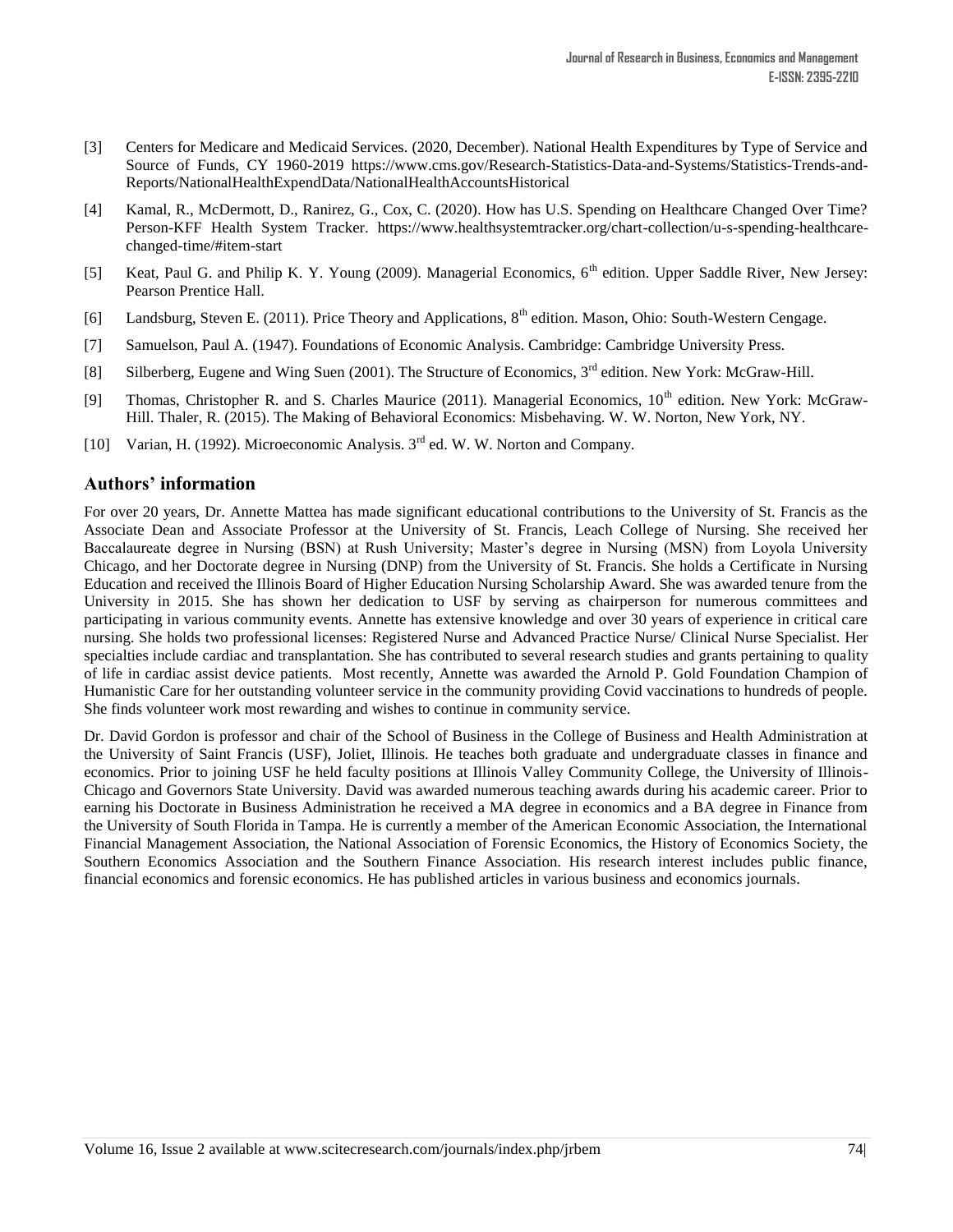[3] Centers for Medicare and Medicaid Services. (2020, December). National Health Expenditures by Type of Service and Source of Funds, CY 1960-2019 https://www.cms.gov/Research-Statistics-Data-and-Systems/Statistics-Trends-and-Reports/NationalHealthExpendData/NationalHealthAccountsHistorical

[4] Kamal, R., McDermott, D., Ranirez, G., Cox, C. (2020). How has U.S. Spending on Healthcare Changed Over Time? Person-KFF Health System Tracker. https://www.healthsystemtracker.org/chart-collection/u-s-spending-healthcare-changed-time/#item-start

[5] Keat, Paul G. and Philip K. Y. Young (2009). Managerial Economics, 6th edition. Upper Saddle River, New Jersey: Pearson Prentice Hall.

[6] Landsburg, Steven E. (2011). Price Theory and Applications, 8th edition. Mason, Ohio: South-Western Cengage.

[7] Samuelson, Paul A. (1947). Foundations of Economic Analysis. Cambridge: Cambridge University Press.

[8] Silberberg, Eugene and Wing Suen (2001). The Structure of Economics, 3rd edition. New York: McGraw-Hill.

[9] Thomas, Christopher R. and S. Charles Maurice (2011). Managerial Economics, 10th edition. New York: McGraw-Hill. Thaler, R. (2015). The Making of Behavioral Economics: Misbehaving. W. W. Norton, New York, NY.

[10] Varian, H. (1992). Microeconomic Analysis. 3rd ed. W. W. Norton and Company.

## Authors' information

For over 20 years, Dr. Annette Mattea has made significant educational contributions to the University of St. Francis as the Associate Dean and Associate Professor at the University of St. Francis, Leach College of Nursing. She received her Baccalaureate degree in Nursing (BSN) at Rush University; Master's degree in Nursing (MSN) from Loyola University Chicago, and her Doctorate degree in Nursing (DNP) from the University of St. Francis. She holds a Certificate in Nursing Education and received the Illinois Board of Higher Education Nursing Scholarship Award. She was awarded tenure from the University in 2015. She has shown her dedication to USF by serving as chairperson for numerous committees and participating in various community events. Annette has extensive knowledge and over 30 years of experience in critical care nursing. She holds two professional licenses: Registered Nurse and Advanced Practice Nurse/ Clinical Nurse Specialist. Her specialties include cardiac and transplantation. She has contributed to several research studies and grants pertaining to quality of life in cardiac assist device patients. Most recently, Annette was awarded the Arnold P. Gold Foundation Champion of Humanistic Care for her outstanding volunteer service in the community providing Covid vaccinations to hundreds of people. She finds volunteer work most rewarding and wishes to continue in community service.

Dr. David Gordon is professor and chair of the School of Business in the College of Business and Health Administration at the University of Saint Francis (USF), Joliet, Illinois. He teaches both graduate and undergraduate classes in finance and economics. Prior to joining USF he held faculty positions at Illinois Valley Community College, the University of Illinois-Chicago and Governors State University. David was awarded numerous teaching awards during his academic career. Prior to earning his Doctorate in Business Administration he received a MA degree in economics and a BA degree in Finance from the University of South Florida in Tampa. He is currently a member of the American Economic Association, the International Financial Management Association, the National Association of Forensic Economics, the History of Economics Society, the Southern Economics Association and the Southern Finance Association. His research interest includes public finance, financial economics and forensic economics. He has published articles in various business and economics journals.